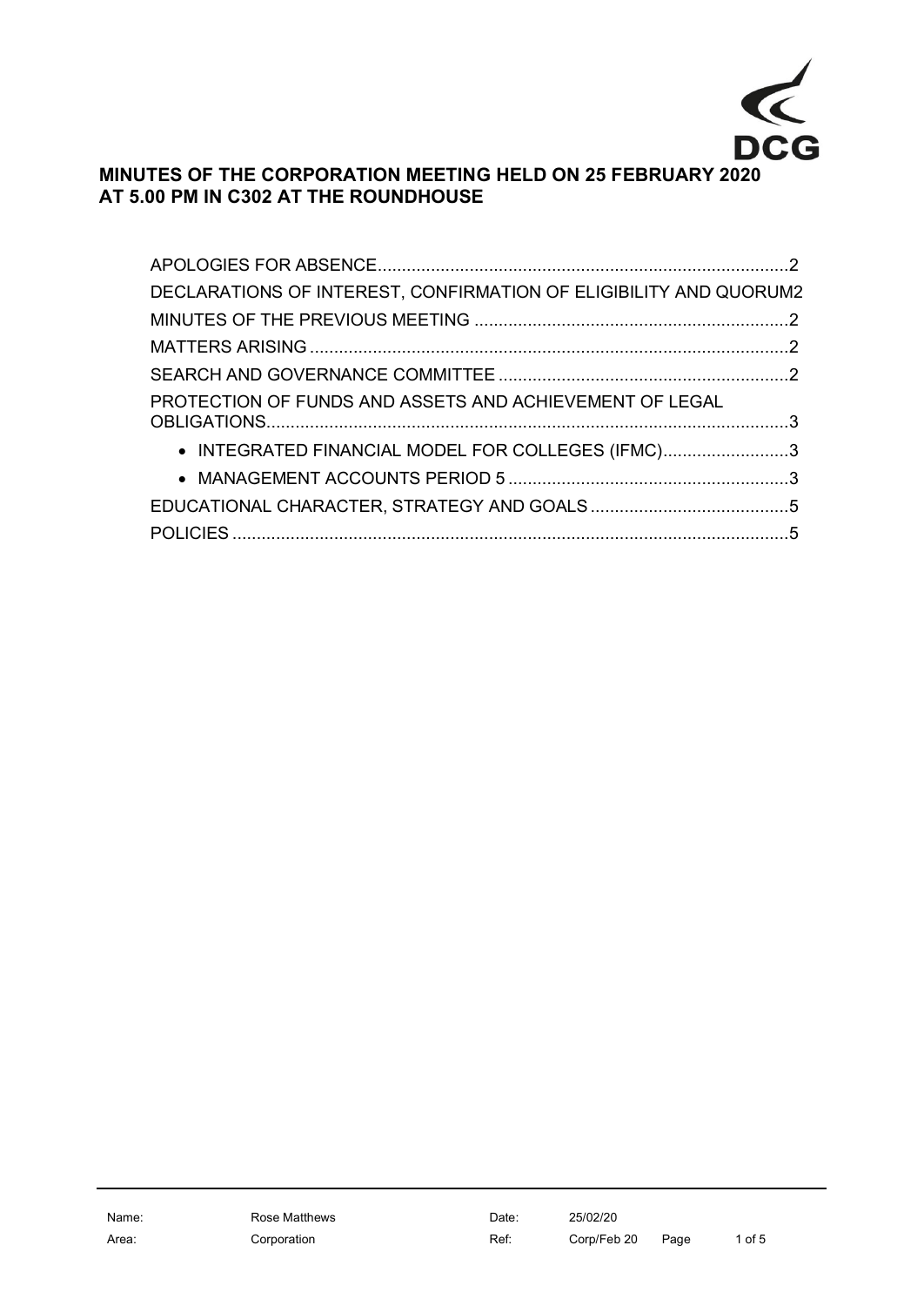DCG

# MINUTES OF THE CORPORATION MEETING HELD ON 25 FEBRUARY 2020 AT 5.00 PM IN C302 AT THE ROUNDHOUSE

APOLOGIES FOR ABSENCE .....2

DECLARATIONS OF INTEREST, CONFIRMATION OF ELIGIBILITY AND QUORUM 2

MINUTES OF THE PREVIOUS MEETING .....2

MATTERS ARISING .....2

SEARCH AND GOVERNANCE COMMITTEE .....2

PROTECTION OF FUNDS AND ASSETS AND ACHIEVEMENT OF LEGAL OBLIGATIONS .....3

- INTEGRATED FINANCIAL MODEL FOR COLLEGES (IFMC) .....3
- MANAGEMENT ACCOUNTS PERIOD 5 .....3

EDUCATIONAL CHARACTER, STRATEGY AND GOALS .....5

POLICIES .....5

| Name: | Rose Matthews | Date: | 25/02/20 |
|---|---|---|---|
| Area: | Corporation | Ref: | Corp/Feb 20 |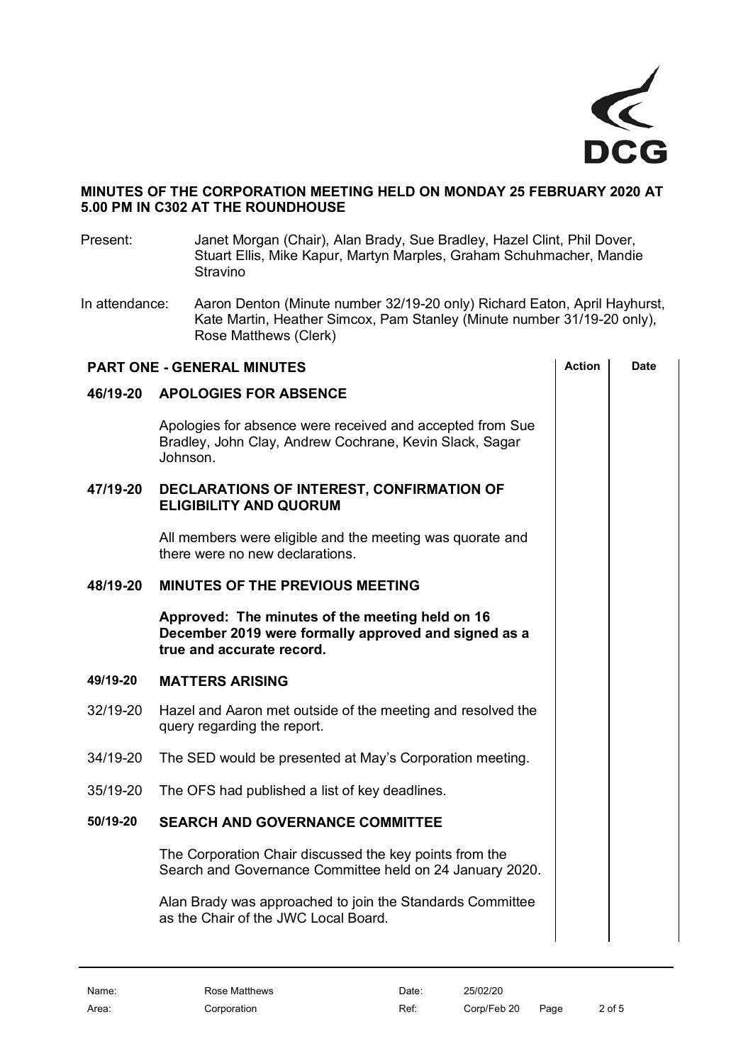**MINUTES OF THE CORPORATION MEETING HELD ON MONDAY 25 FEBRUARY 2020 AT 5.00 PM IN C302 AT THE ROUNDHOUSE**

Present: Janet Morgan (Chair), Alan Brady, Sue Bradley, Hazel Clint, Phil Dover, Stuart Ellis, Mike Kapur, Martyn Marples, Graham Schuhmacher, Mandie Stravino

In attendance: Aaron Denton (Minute number 32/19-20 only) Richard Eaton, April Hayhurst, Kate Martin, Heather Simcox, Pam Stanley (Minute number 31/19-20 only), Rose Matthews (Clerk)

| PART ONE - GENERAL MINUTES | | Action | Date |
|---|---|---|---|
| **46/19-20** | **APOLOGIES FOR ABSENCE** | | |
| | Apologies for absence were received and accepted from Sue Bradley, John Clay, Andrew Cochrane, Kevin Slack, Sagar Johnson. | | |
| **47/19-20** | **DECLARATIONS OF INTEREST, CONFIRMATION OF ELIGIBILITY AND QUORUM** | | |
| | All members were eligible and the meeting was quorate and there were no new declarations. | | |
| **48/19-20** | **MINUTES OF THE PREVIOUS MEETING** | | |
| | **Approved: The minutes of the meeting held on 16 December 2019 were formally approved and signed as a true and accurate record.** | | |
| **49/19-20** | **MATTERS ARISING** | | |
| 32/19-20 | Hazel and Aaron met outside of the meeting and resolved the query regarding the report. | | |
| 34/19-20 | The SED would be presented at May's Corporation meeting. | | |
| 35/19-20 | The OFS had published a list of key deadlines. | | |
| **50/19-20** | **SEARCH AND GOVERNANCE COMMITTEE** | | |
| | The Corporation Chair discussed the key points from the Search and Governance Committee held on 24 January 2020. | | |
| | Alan Brady was approached to join the Standards Committee as the Chair of the JWC Local Board. | | |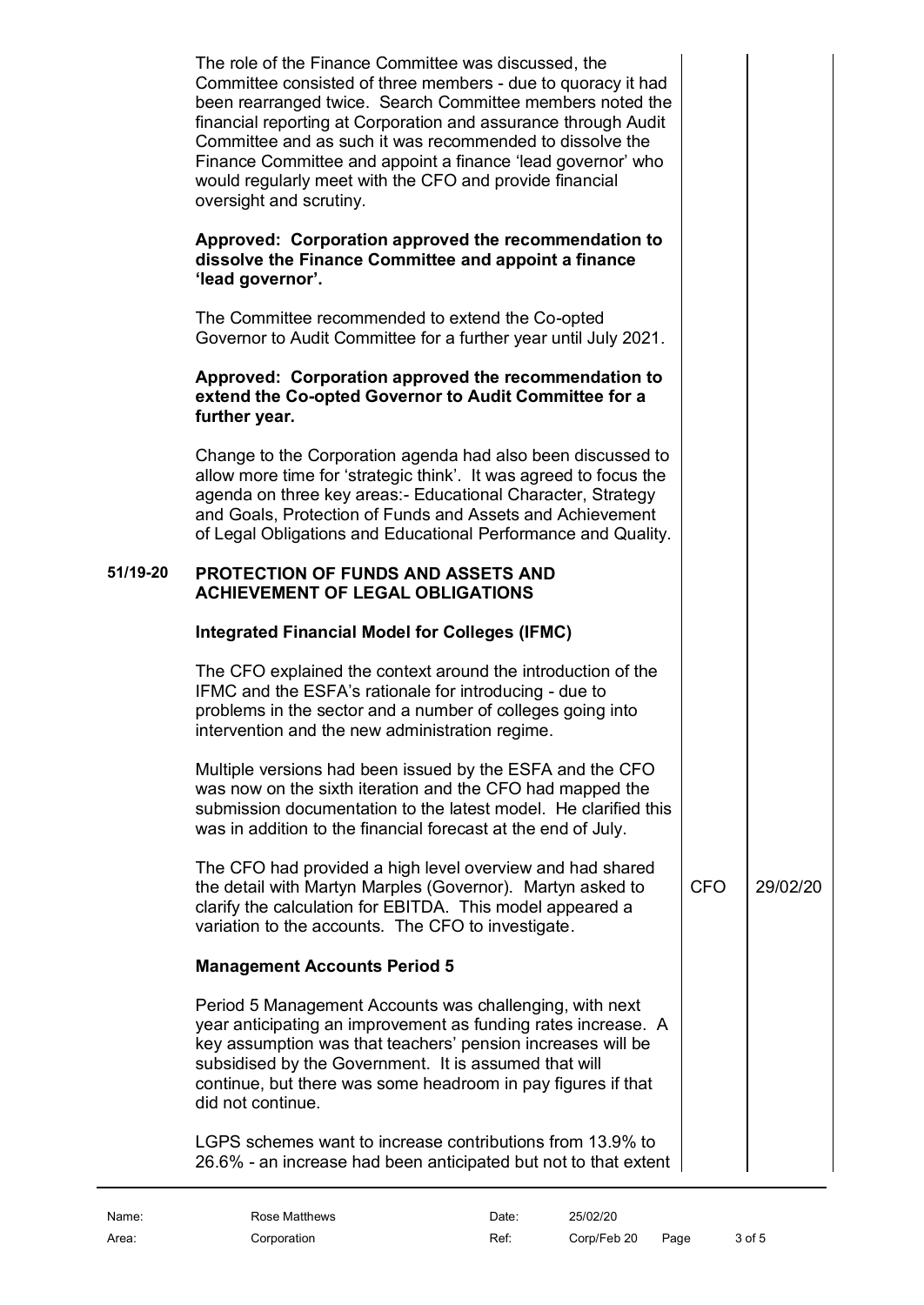The role of the Finance Committee was discussed, the Committee consisted of three members - due to quoracy it had been rearranged twice. Search Committee members noted the financial reporting at Corporation and assurance through Audit Committee and as such it was recommended to dissolve the Finance Committee and appoint a finance 'lead governor' who would regularly meet with the CFO and provide financial oversight and scrutiny.

**Approved: Corporation approved the recommendation to dissolve the Finance Committee and appoint a finance 'lead governor'.**

The Committee recommended to extend the Co-opted Governor to Audit Committee for a further year until July 2021.

**Approved: Corporation approved the recommendation to extend the Co-opted Governor to Audit Committee for a further year.**

Change to the Corporation agenda had also been discussed to allow more time for 'strategic think'. It was agreed to focus the agenda on three key areas:- Educational Character, Strategy and Goals, Protection of Funds and Assets and Achievement of Legal Obligations and Educational Performance and Quality.

## 51/19-20 PROTECTION OF FUNDS AND ASSETS AND ACHIEVEMENT OF LEGAL OBLIGATIONS

### Integrated Financial Model for Colleges (IFMC)

The CFO explained the context around the introduction of the IFMC and the ESFA's rationale for introducing - due to problems in the sector and a number of colleges going into intervention and the new administration regime.

Multiple versions had been issued by the ESFA and the CFO was now on the sixth iteration and the CFO had mapped the submission documentation to the latest model. He clarified this was in addition to the financial forecast at the end of July.

The CFO had provided a high level overview and had shared the detail with Martyn Marples (Governor). Martyn asked to clarify the calculation for EBITDA. This model appeared a variation to the accounts. The CFO to investigate. — **CFO — 29/02/20**

### Management Accounts Period 5

Period 5 Management Accounts was challenging, with next year anticipating an improvement as funding rates increase. A key assumption was that teachers' pension increases will be subsidised by the Government. It is assumed that will continue, but there was some headroom in pay figures if that did not continue.

LGPS schemes want to increase contributions from 13.9% to 26.6% - an increase had been anticipated but not to that extent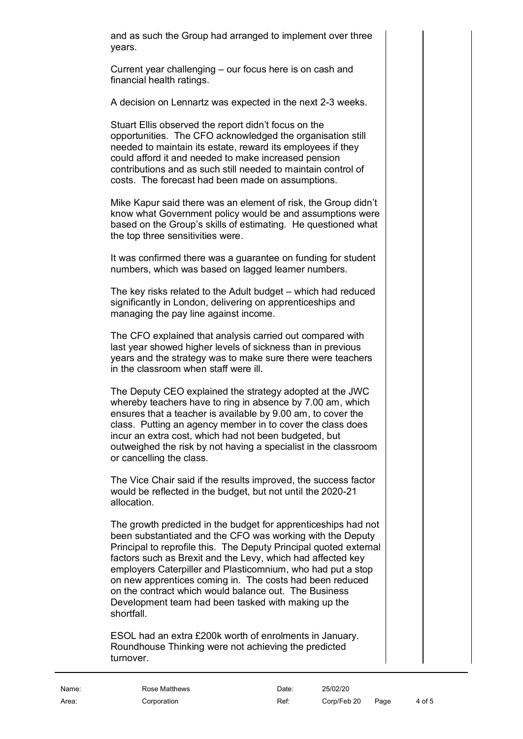and as such the Group had arranged to implement over three years.

Current year challenging – our focus here is on cash and financial health ratings.

A decision on Lennartz was expected in the next 2-3 weeks.

Stuart Ellis observed the report didn't focus on the opportunities. The CFO acknowledged the organisation still needed to maintain its estate, reward its employees if they could afford it and needed to make increased pension contributions and as such still needed to maintain control of costs. The forecast had been made on assumptions.

Mike Kapur said there was an element of risk, the Group didn't know what Government policy would be and assumptions were based on the Group's skills of estimating. He questioned what the top three sensitivities were.

It was confirmed there was a guarantee on funding for student numbers, which was based on lagged learner numbers.

The key risks related to the Adult budget – which had reduced significantly in London, delivering on apprenticeships and managing the pay line against income.

The CFO explained that analysis carried out compared with last year showed higher levels of sickness than in previous years and the strategy was to make sure there were teachers in the classroom when staff were ill.

The Deputy CEO explained the strategy adopted at the JWC whereby teachers have to ring in absence by 7.00 am, which ensures that a teacher is available by 9.00 am, to cover the class. Putting an agency member in to cover the class does incur an extra cost, which had not been budgeted, but outweighed the risk by not having a specialist in the classroom or cancelling the class.

The Vice Chair said if the results improved, the success factor would be reflected in the budget, but not until the 2020-21 allocation.

The growth predicted in the budget for apprenticeships had not been substantiated and the CFO was working with the Deputy Principal to reprofile this. The Deputy Principal quoted external factors such as Brexit and the Levy, which had affected key employers Caterpiller and Plasticomnium, who had put a stop on new apprentices coming in. The costs had been reduced on the contract which would balance out. The Business Development team had been tasked with making up the shortfall.

ESOL had an extra £200k worth of enrolments in January. Roundhouse Thinking were not achieving the predicted turnover.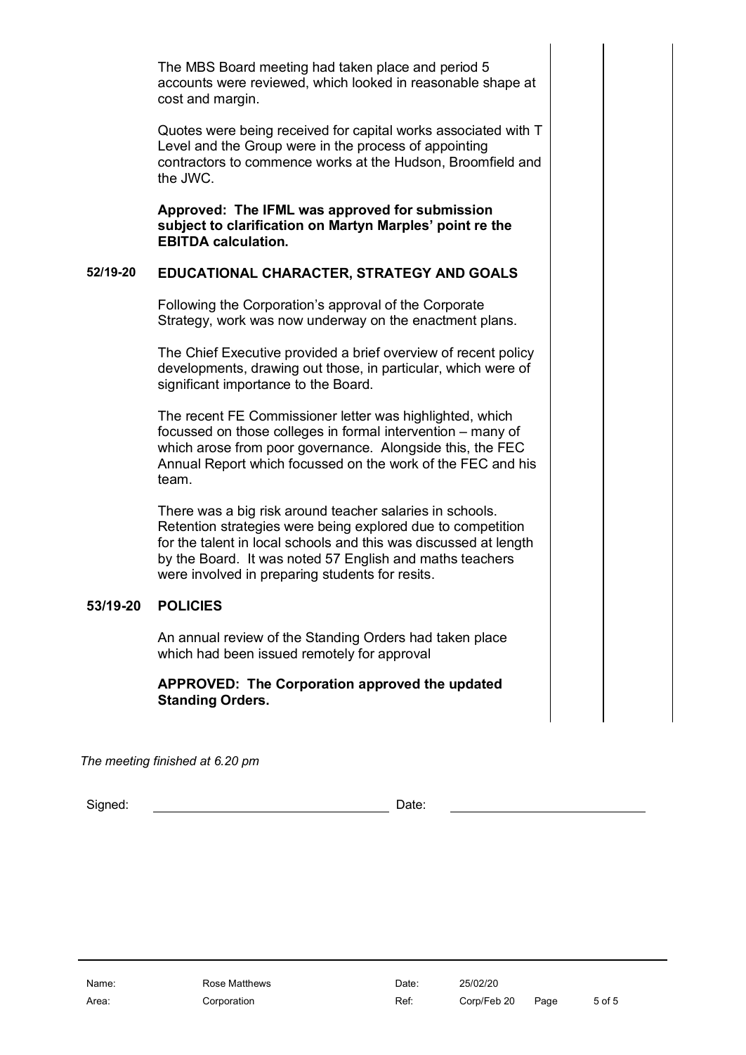The MBS Board meeting had taken place and period 5 accounts were reviewed, which looked in reasonable shape at cost and margin.

Quotes were being received for capital works associated with T Level and the Group were in the process of appointing contractors to commence works at the Hudson, Broomfield and the JWC.

**Approved: The IFML was approved for submission subject to clarification on Martyn Marples' point re the EBITDA calculation.**

## 52/19-20 EDUCATIONAL CHARACTER, STRATEGY AND GOALS

Following the Corporation's approval of the Corporate Strategy, work was now underway on the enactment plans.

The Chief Executive provided a brief overview of recent policy developments, drawing out those, in particular, which were of significant importance to the Board.

The recent FE Commissioner letter was highlighted, which focussed on those colleges in formal intervention – many of which arose from poor governance. Alongside this, the FEC Annual Report which focussed on the work of the FEC and his team.

There was a big risk around teacher salaries in schools. Retention strategies were being explored due to competition for the talent in local schools and this was discussed at length by the Board. It was noted 57 English and maths teachers were involved in preparing students for resits.

## 53/19-20 POLICIES

An annual review of the Standing Orders had taken place which had been issued remotely for approval

**APPROVED: The Corporation approved the updated Standing Orders.**

*The meeting finished at 6.20 pm*

Signed: ______________________________ Date: ________________________